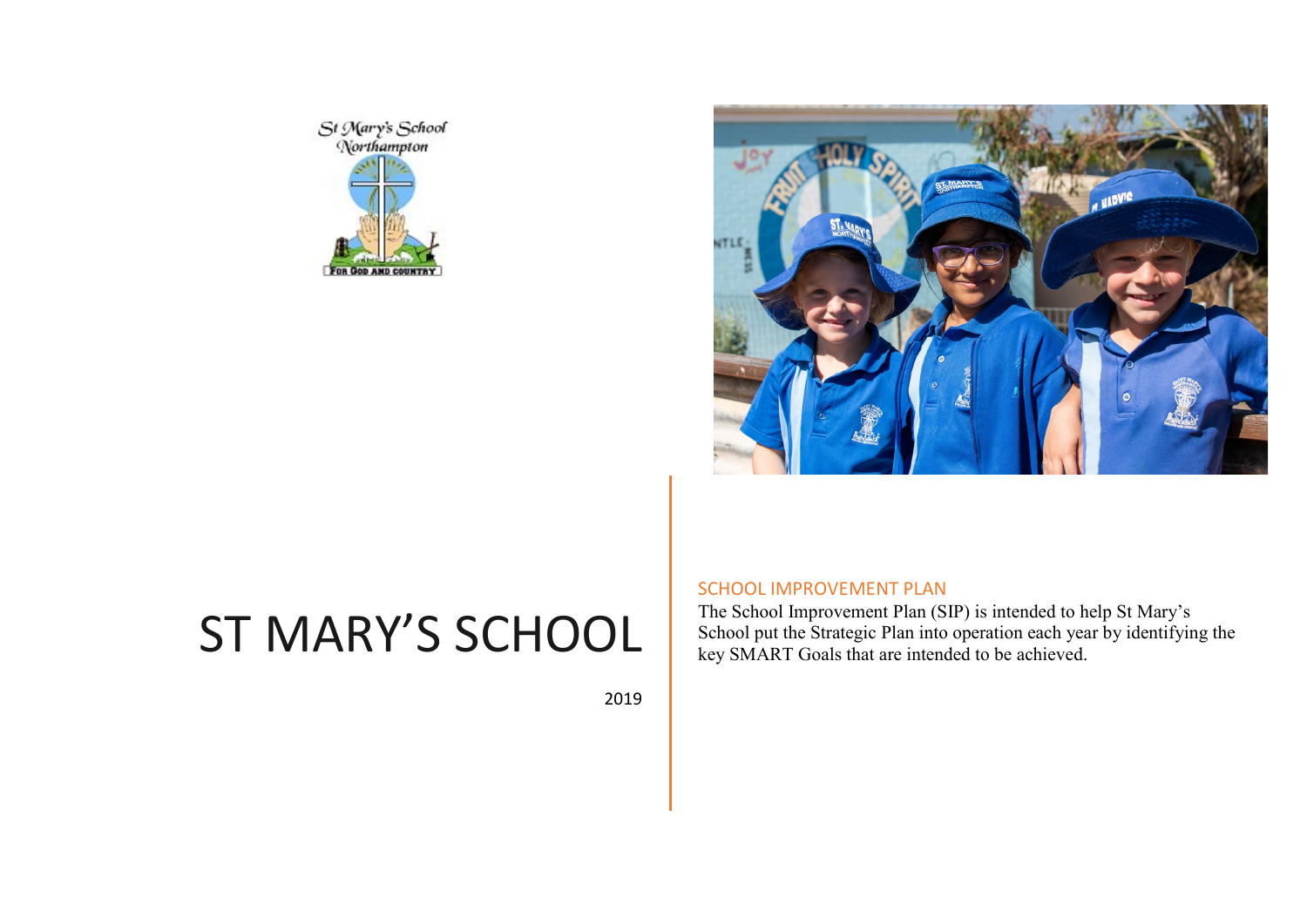# ST MARY'S SCHOOL

2019

## SCHOOL IMPROVEMENT PLAN

The School Improvement Plan (SIP) is intended to help St Mary's School put the Strategic Plan into operation each year by identifying the key SMART Goals that are intended to be achieved.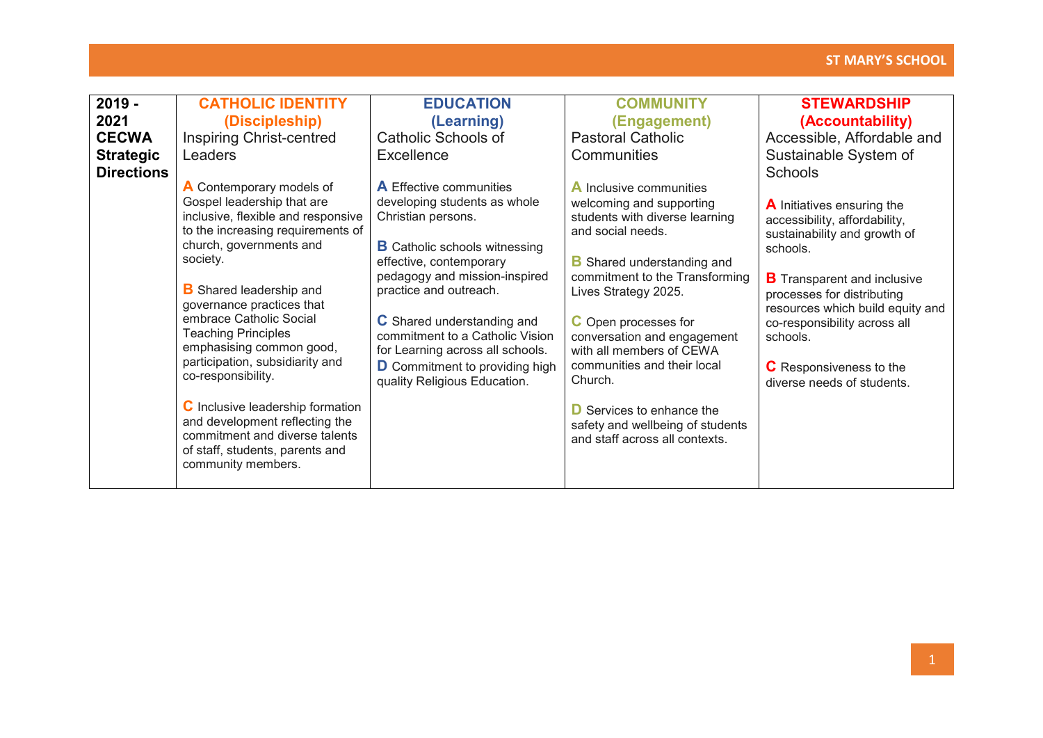| 2019 - 2021 CECWA Strategic Directions | CATHOLIC IDENTITY (Discipleship) Inspiring Christ-centred Leaders | EDUCATION (Learning) Catholic Schools of Excellence | COMMUNITY (Engagement) Pastoral Catholic Communities | STEWARDSHIP (Accountability) Accessible, Affordable and Sustainable System of Schools |
|---|---|---|---|---|
| | **A** Contemporary models of Gospel leadership that are inclusive, flexible and responsive to the increasing requirements of church, governments and society.<br><br>**B** Shared leadership and governance practices that embrace Catholic Social Teaching Principles emphasising common good, participation, subsidiarity and co-responsibility.<br><br>**C** Inclusive leadership formation and development reflecting the commitment and diverse talents of staff, students, parents and community members. | **A** Effective communities developing students as whole Christian persons.<br><br>**B** Catholic schools witnessing effective, contemporary pedagogy and mission-inspired practice and outreach.<br><br>**C** Shared understanding and commitment to a Catholic Vision for Learning across all schools.<br>**D** Commitment to providing high quality Religious Education. | **A** Inclusive communities welcoming and supporting students with diverse learning and social needs.<br><br>**B** Shared understanding and commitment to the Transforming Lives Strategy 2025.<br><br>**C** Open processes for conversation and engagement with all members of CEWA communities and their local Church.<br><br>**D** Services to enhance the safety and wellbeing of students and staff across all contexts. | **A** Initiatives ensuring the accessibility, affordability, sustainability and growth of schools.<br><br>**B** Transparent and inclusive processes for distributing resources which build equity and co-responsibility across all schools.<br><br>**C** Responsiveness to the diverse needs of students. |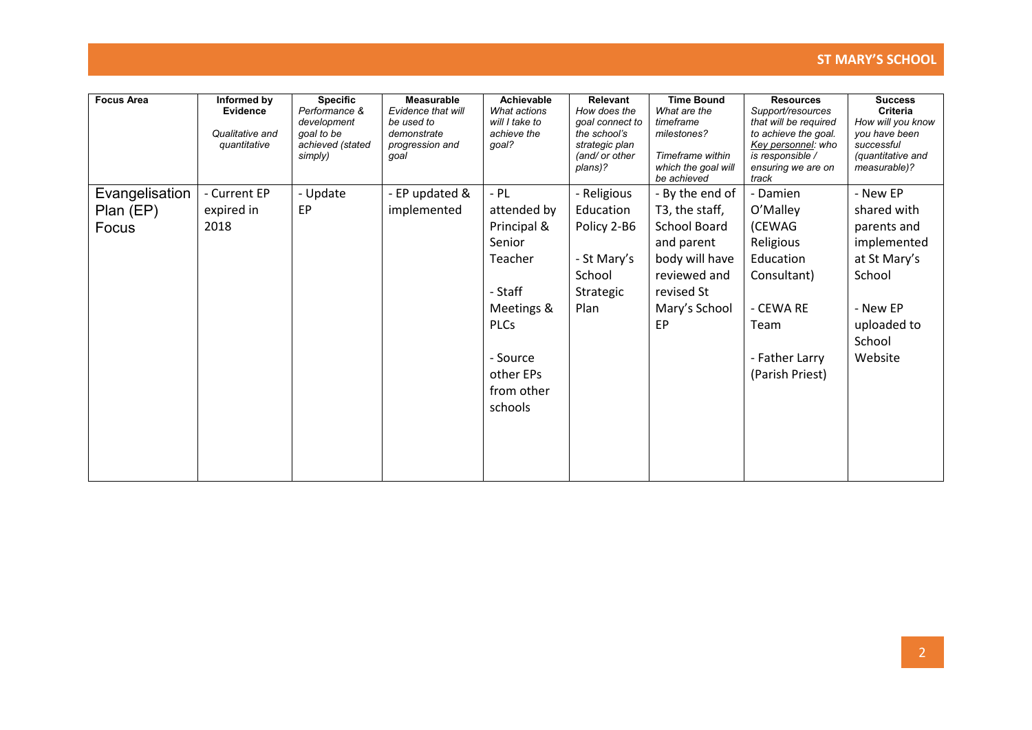| Focus Area | Informed by Evidence<br>*Qualitative and quantitative* | Specific<br>*Performance & development goal to be achieved (stated simply)* | Measurable<br>*Evidence that will be used to demonstrate progression and goal* | Achievable<br>*What actions will I take to achieve the goal?* | Relevant<br>*How does the goal connect to the school's strategic plan (and/ or other plans)?* | Time Bound<br>*What are the timeframe milestones?*<br>*Timeframe within which the goal will be achieved* | Resources<br>*Support/resources that will be required to achieve the goal. Key personnel: who is responsible / ensuring we are on track* | Success Criteria<br>*How will you know you have been successful (quantitative and measurable)?* |
|---|---|---|---|---|---|---|---|---|
| Evangelisation Plan (EP) Focus | - Current EP expired in 2018 | - Update EP | - EP updated & implemented | - PL attended by Principal & Senior Teacher<br><br>- Staff Meetings & PLCs<br><br>- Source other EPs from other schools | - Religious Education Policy 2-B6<br><br>- St Mary's School Strategic Plan | - By the end of T3, the staff, School Board and parent body will have reviewed and revised St Mary's School EP | - Damien O'Malley (CEWAG Religious Education Consultant)<br><br>- CEWA RE Team<br><br>- Father Larry (Parish Priest) | - New EP shared with parents and implemented at St Mary's School<br><br>- New EP uploaded to School Website |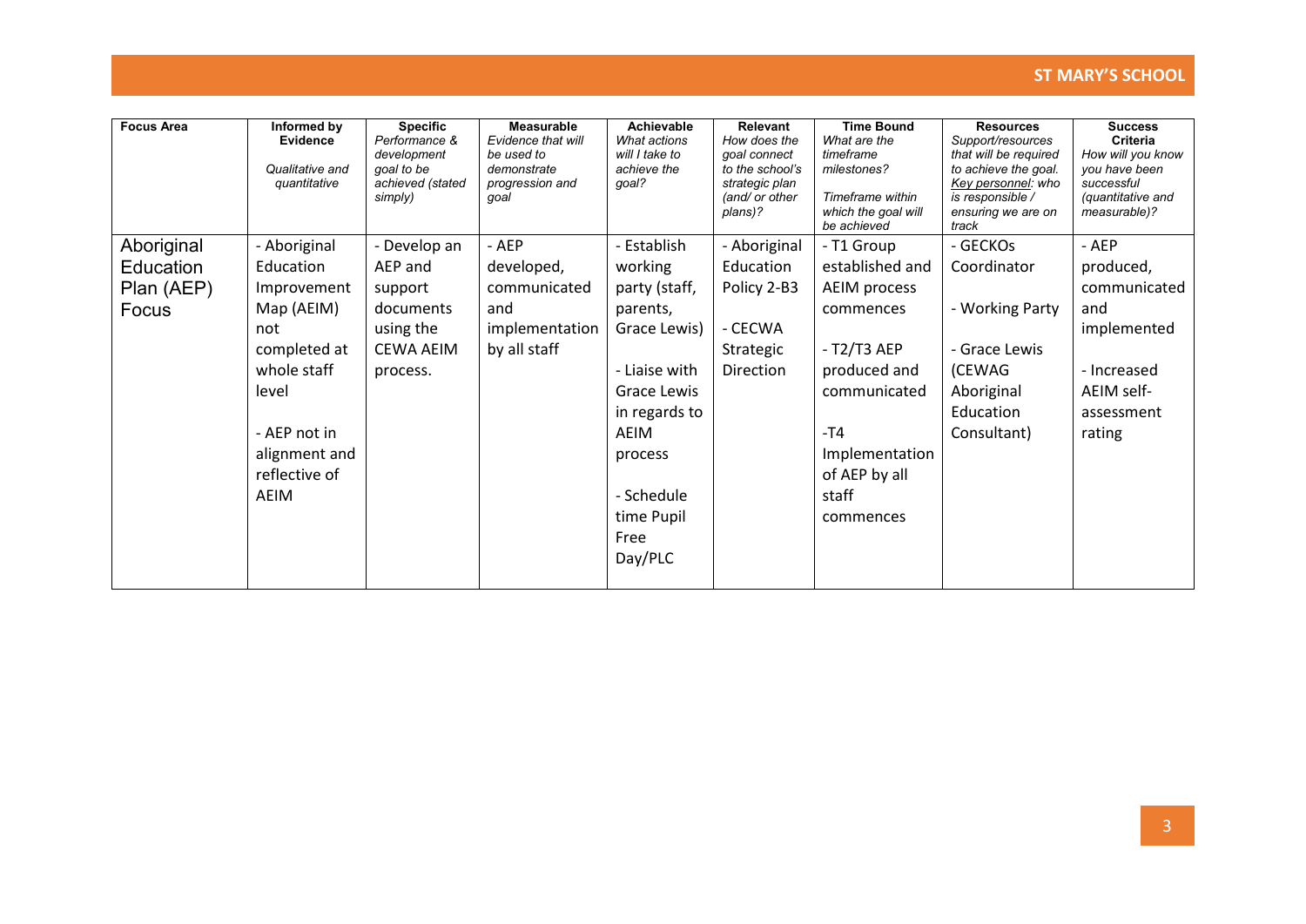| Focus Area | Informed by Evidence<br>*Qualitative and quantitative* | Specific<br>*Performance & development goal to be achieved (stated simply)* | Measurable<br>*Evidence that will be used to demonstrate progression and goal* | Achievable<br>*What actions will I take to achieve the goal?* | Relevant<br>*How does the goal connect to the school's strategic plan (and/ or other plans)?* | Time Bound<br>*What are the timeframe milestones?*<br>*Timeframe within which the goal will be achieved* | Resources<br>*Support/resources that will be required to achieve the goal. Key personnel: who is responsible / ensuring we are on track* | Success Criteria<br>*How will you know you have been successful (quantitative and measurable)?* |
|---|---|---|---|---|---|---|---|---|
| Aboriginal Education Plan (AEP) Focus | - Aboriginal Education Improvement Map (AEIM) not completed at whole staff level<br><br>- AEP not in alignment and reflective of AEIM | - Develop an AEP and support documents using the CEWA AEIM process. | - AEP developed, communicated and implementation by all staff | - Establish working party (staff, parents, Grace Lewis)<br><br>- Liaise with Grace Lewis in regards to AEIM process<br><br>- Schedule time Pupil Free Day/PLC | - Aboriginal Education Policy 2-B3<br><br>- CECWA Strategic Direction | - T1 Group established and AEIM process commences<br><br>- T2/T3 AEP produced and communicated<br><br>-T4 Implementation of AEP by all staff commences | - GECKOs Coordinator<br><br>- Working Party<br><br>- Grace Lewis (CEWAG Aboriginal Education Consultant) | - AEP produced, communicated and implemented<br><br>- Increased AEIM self-assessment rating |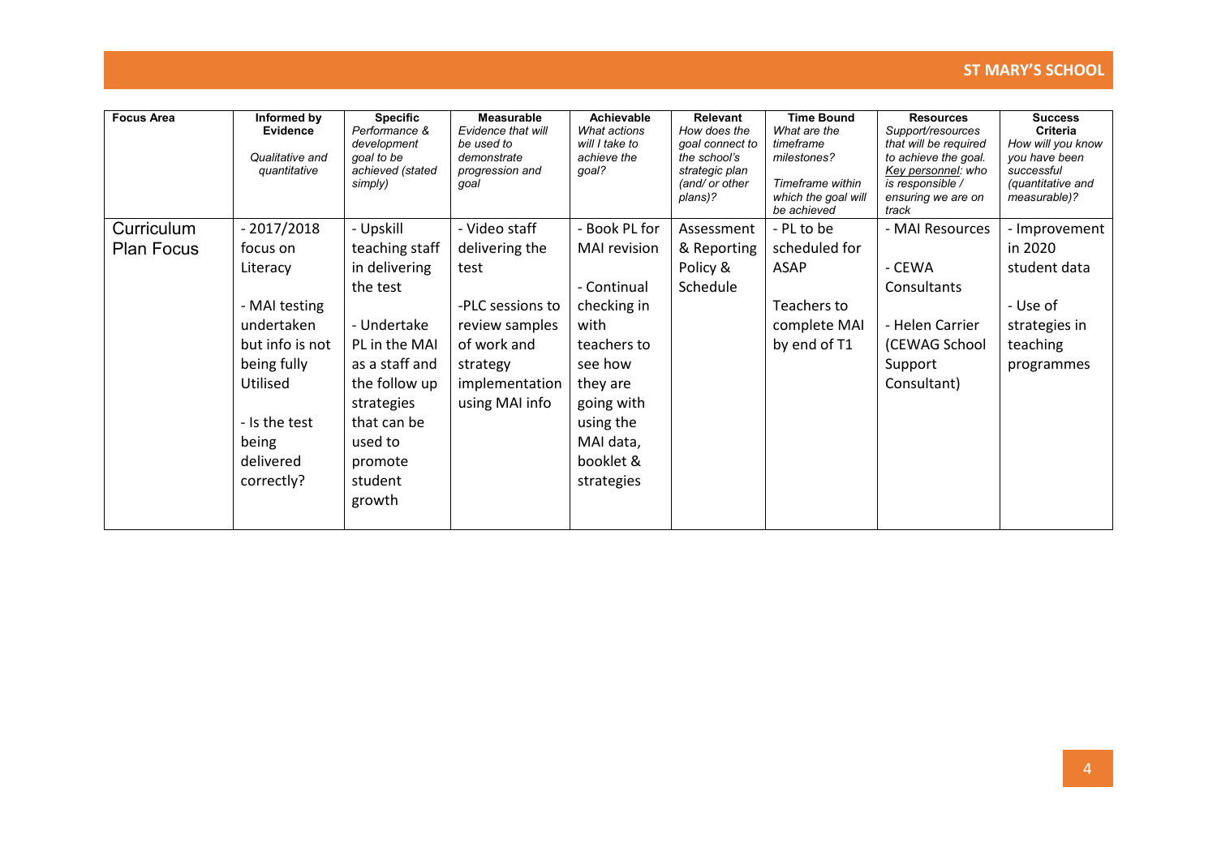| Focus Area | Informed by Evidence<br><br>*Qualitative and quantitative* | Specific<br>*Performance & development goal to be achieved (stated simply)* | Measurable<br>*Evidence that will be used to demonstrate progression and goal* | Achievable<br>*What actions will I take to achieve the goal?* | Relevant<br>*How does the goal connect to the school's strategic plan (and/ or other plans)?* | Time Bound<br>*What are the timeframe milestones?*<br><br>*Timeframe within which the goal will be achieved* | Resources<br>*Support/resources that will be required to achieve the goal. Key personnel: who is responsible / ensuring we are on track* | Success Criteria<br>*How will you know you have been successful (quantitative and measurable)?* |
|---|---|---|---|---|---|---|---|---|
| Curriculum Plan Focus | - 2017/2018 focus on Literacy<br><br>- MAI testing undertaken but info is not being fully Utilised<br><br>- Is the test being delivered correctly? | - Upskill teaching staff in delivering the test<br><br>- Undertake PL in the MAI as a staff and the follow up strategies that can be used to promote student growth | - Video staff delivering the test<br><br>-PLC sessions to review samples of work and strategy implementation using MAI info | - Book PL for MAI revision<br><br>- Continual checking in with teachers to see how they are going with using the MAI data, booklet & strategies | Assessment & Reporting Policy & Schedule | - PL to be scheduled for ASAP<br><br>Teachers to complete MAI by end of T1 | - MAI Resources<br><br>- CEWA Consultants<br><br>- Helen Carrier (CEWAG School Support Consultant) | - Improvement in 2020 student data<br><br>- Use of strategies in teaching programmes |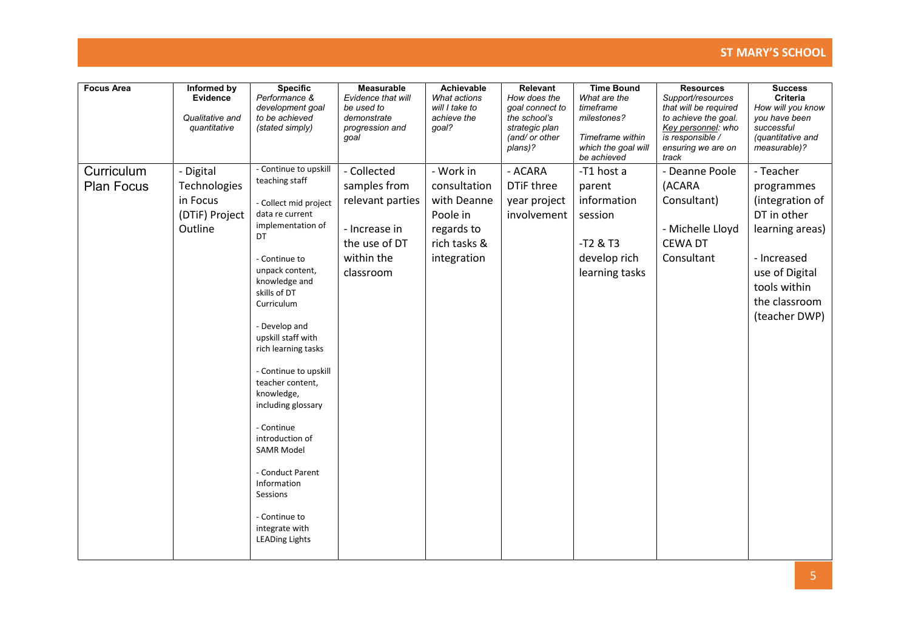| Focus Area | Informed by Evidence *Qualitative and quantitative* | Specific *Performance & development goal to be achieved (stated simply)* | Measurable *Evidence that will be used to demonstrate progression and goal* | Achievable *What actions will I take to achieve the goal?* | Relevant *How does the goal connect to the school's strategic plan (and/ or other plans)?* | Time Bound *What are the timeframe milestones? Timeframe within which the goal will be achieved* | Resources *Support/resources that will be required to achieve the goal. Key personnel: who is responsible / ensuring we are on track* | Success Criteria *How will you know you have been successful (quantitative and measurable)?* |
|---|---|---|---|---|---|---|---|---|
| Curriculum Plan Focus | - Digital Technologies in Focus (DTiF) Project Outline | - Continue to upskill teaching staff<br><br>- Collect mid project data re current implementation of DT<br><br>- Continue to unpack content, knowledge and skills of DT Curriculum<br><br>- Develop and upskill staff with rich learning tasks<br><br>- Continue to upskill teacher content, knowledge, including glossary<br><br>- Continue introduction of SAMR Model<br><br>- Conduct Parent Information Sessions<br><br>- Continue to integrate with LEADing Lights | - Collected samples from relevant parties<br><br>- Increase in the use of DT within the classroom | - Work in consultation with Deanne Poole in regards to rich tasks & integration | - ACARA DTiF three year project involvement | -T1 host a parent information session<br><br>-T2 & T3 develop rich learning tasks | - Deanne Poole (ACARA Consultant)<br><br>- Michelle Lloyd CEWA DT Consultant | - Teacher programmes (integration of DT in other learning areas)<br><br>- Increased use of Digital tools within the classroom (teacher DWP) |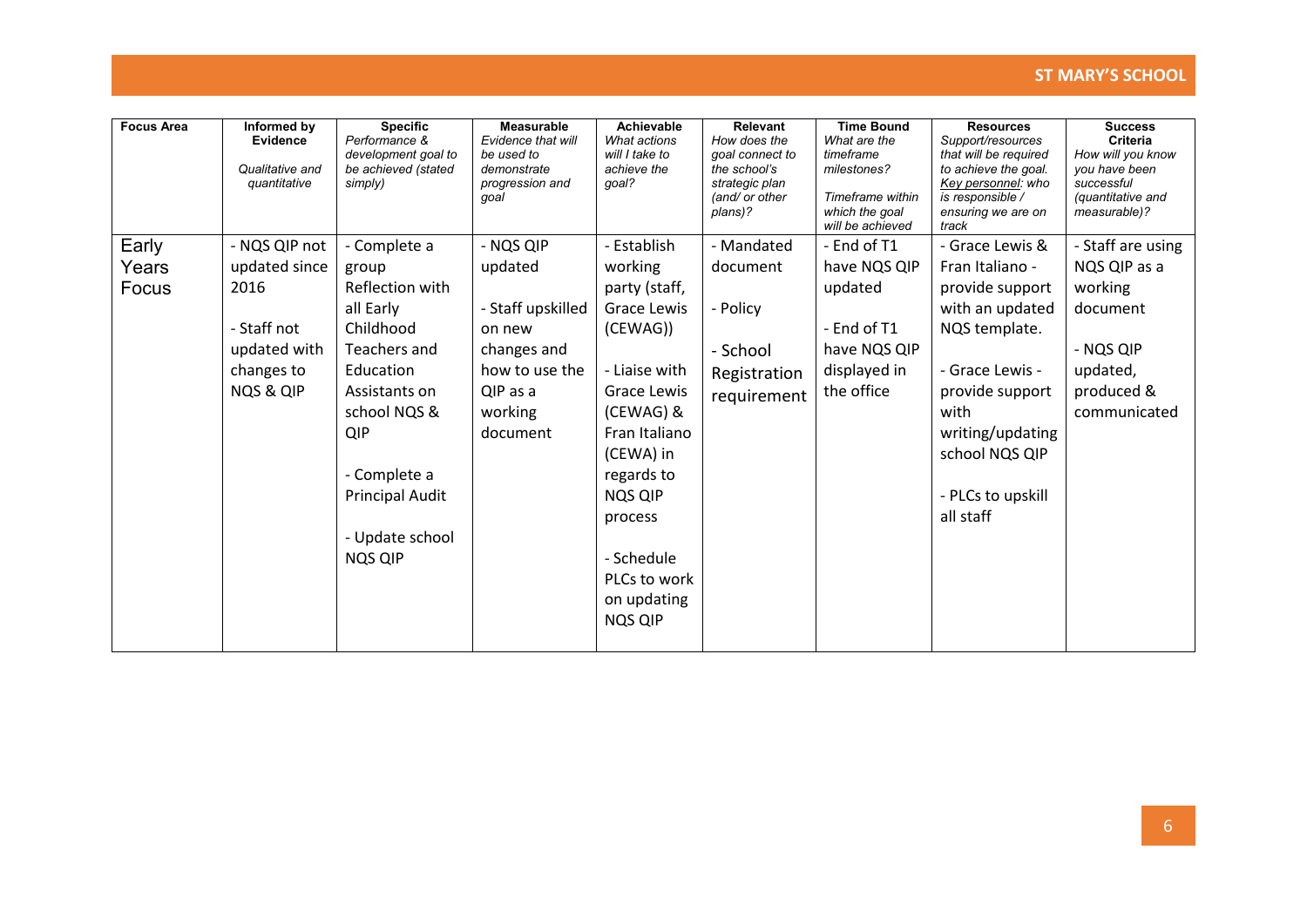| Focus Area | Informed by Evidence *Qualitative and quantitative* | Specific *Performance & development goal to be achieved (stated simply)* | Measurable *Evidence that will be used to demonstrate progression and goal* | Achievable *What actions will I take to achieve the goal?* | Relevant *How does the goal connect to the school's strategic plan (and/ or other plans)?* | Time Bound *What are the timeframe milestones? Timeframe within which the goal will be achieved* | Resources *Support/resources that will be required to achieve the goal. Key personnel: who is responsible / ensuring we are on track* | Success Criteria *How will you know you have been successful (quantitative and measurable)?* |
|---|---|---|---|---|---|---|---|---|
| Early Years Focus | - NQS QIP not updated since 2016<br><br>- Staff not updated with changes to NQS & QIP | - Complete a group Reflection with all Early Childhood Teachers and Education Assistants on school NQS & QIP<br><br>- Complete a Principal Audit<br><br>- Update school NQS QIP | - NQS QIP updated<br><br>- Staff upskilled on new changes and how to use the QIP as a working document | - Establish working party (staff, Grace Lewis (CEWAG))<br><br>- Liaise with Grace Lewis (CEWAG) & Fran Italiano (CEWA) in regards to NQS QIP process<br><br>- Schedule PLCs to work on updating NQS QIP | - Mandated document<br><br>- Policy<br><br>- School Registration requirement | - End of T1 have NQS QIP updated<br><br>- End of T1 have NQS QIP displayed in the office | - Grace Lewis & Fran Italiano - provide support with an updated NQS template.<br><br>- Grace Lewis - provide support with writing/updating school NQS QIP<br><br>- PLCs to upskill all staff | - Staff are using NQS QIP as a working document<br><br>- NQS QIP updated, produced & communicated |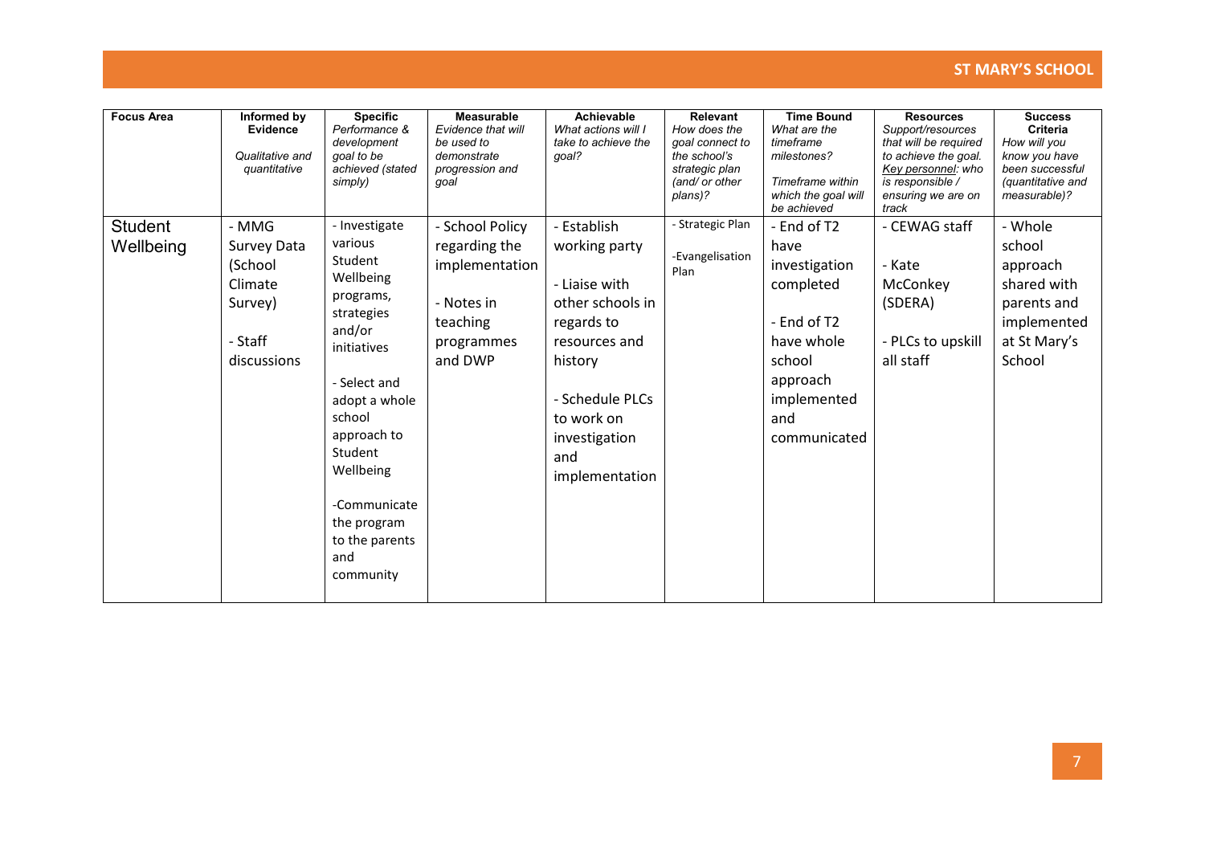| Focus Area | Informed by Evidence *Qualitative and quantitative* | Specific *Performance & development goal to be achieved (stated simply)* | Measurable *Evidence that will be used to demonstrate progression and goal* | Achievable *What actions will I take to achieve the goal?* | Relevant *How does the goal connect to the school's strategic plan (and/ or other plans)?* | Time Bound *What are the timeframe milestones? Timeframe within which the goal will be achieved* | Resources *Support/resources that will be required to achieve the goal. Key personnel: who is responsible / ensuring we are on track* | Success Criteria *How will you know you have been successful (quantitative and measurable)?* |
|---|---|---|---|---|---|---|---|---|
| Student Wellbeing | - MMG Survey Data (School Climate Survey)<br><br>- Staff discussions | - Investigate various Student Wellbeing programs, strategies and/or initiatives<br><br>- Select and adopt a whole school approach to Student Wellbeing<br><br>-Communicate the program to the parents and community | - School Policy regarding the implementation<br><br>- Notes in teaching programmes and DWP | - Establish working party<br><br>- Liaise with other schools in regards to resources and history<br><br>- Schedule PLCs to work on investigation and implementation | - Strategic Plan<br><br>-Evangelisation Plan | - End of T2 have investigation completed<br><br>- End of T2 have whole school approach implemented and communicated | - CEWAG staff<br><br>- Kate McConkey (SDERA)<br><br>- PLCs to upskill all staff | - Whole school approach shared with parents and implemented at St Mary's School |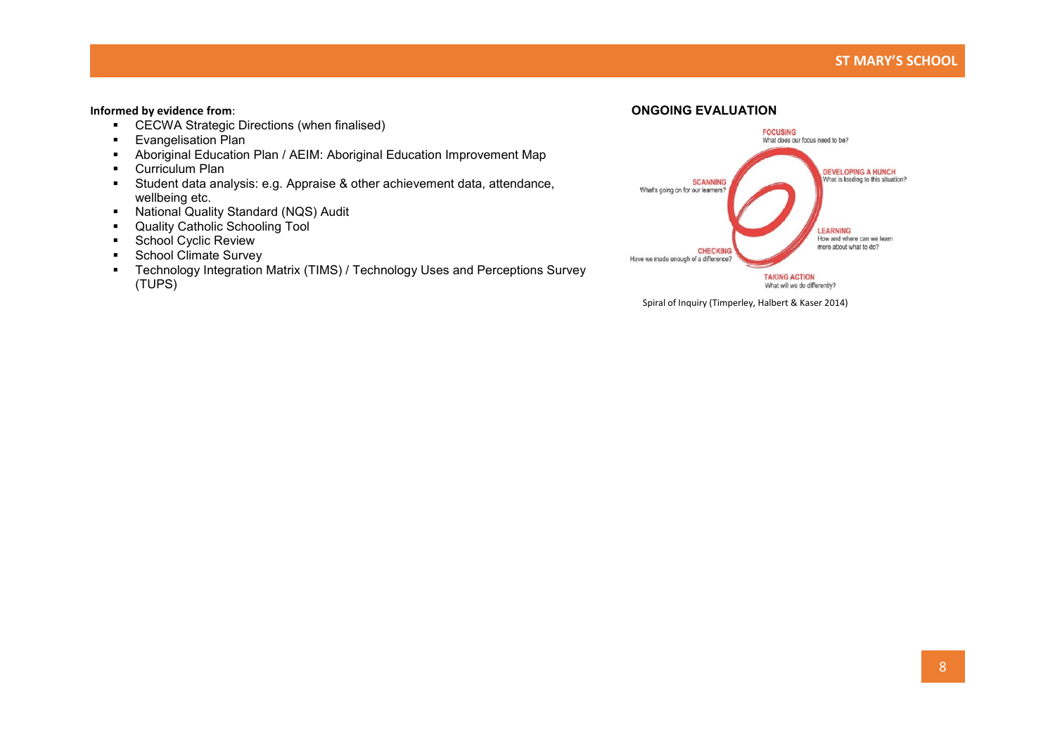**Informed by evidence from**:

- CECWA Strategic Directions (when finalised)
- Evangelisation Plan
- Aboriginal Education Plan / AEIM: Aboriginal Education Improvement Map
- Curriculum Plan
- Student data analysis: e.g. Appraise & other achievement data, attendance, wellbeing etc.
- National Quality Standard (NQS) Audit
- Quality Catholic Schooling Tool
- School Cyclic Review
- School Climate Survey
- Technology Integration Matrix (TIMS) / Technology Uses and Perceptions Survey (TUPS)

**ONGOING EVALUATION**

FOCUSING
What does our focus need to be?

DEVELOPING A HUNCH
What is leading to this situation?

LEARNING
How and where can we learn more about what to do?

TAKING ACTION
What will we do differently?

CHECKING
Have we made enough of a difference?

SCANNING
What's going on for our learners?

Spiral of Inquiry (Timperley, Halbert & Kaser 2014)